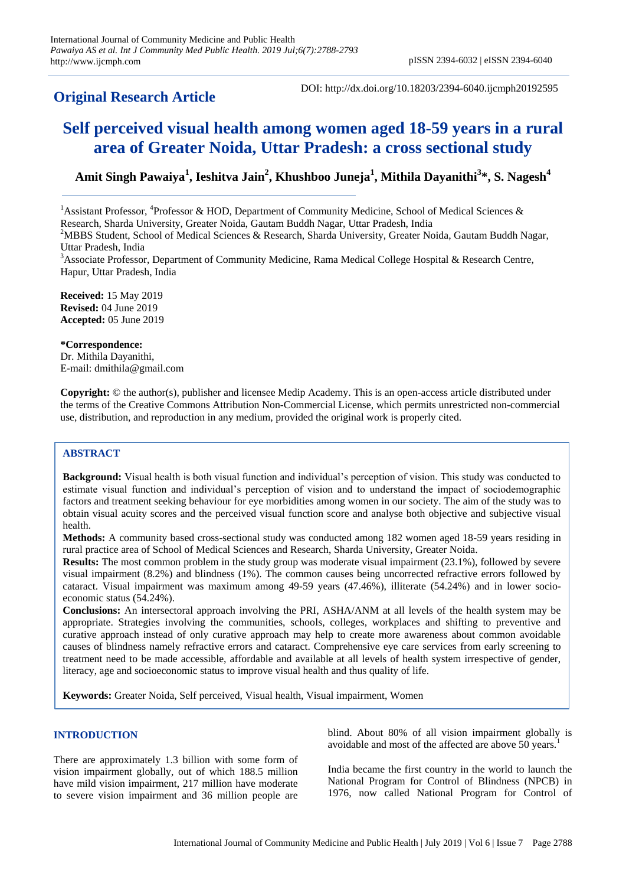**Original Research Article**

DOI: http://dx.doi.org/10.18203/2394-6040.ijcmph20192595

# Self perceived visual health among women aged 18-59 years in a rural area of Greater Noida, Uttar Pradesh: a cross sectional study

**Amit Singh Pawaiya[1], Ieshitva Jain[2], Khushboo Juneja[1], Mithila Dayanithi[3]\*, S. Nagesh[4]**

[1]Assistant Professor, [4]Professor & HOD, Department of Community Medicine, School of Medical Sciences & Research, Sharda University, Greater Noida, Gautam Buddh Nagar, Uttar Pradesh, India

[2]MBBS Student, School of Medical Sciences & Research, Sharda University, Greater Noida, Gautam Buddh Nagar, Uttar Pradesh, India

[3]Associate Professor, Department of Community Medicine, Rama Medical College Hospital & Research Centre, Hapur, Uttar Pradesh, India

**Received:** 15 May 2019
**Revised:** 04 June 2019
**Accepted:** 05 June 2019

**\*Correspondence:**
Dr. Mithila Dayanithi,
E-mail: dmithila@gmail.com

**Copyright:** © the author(s), publisher and licensee Medip Academy. This is an open-access article distributed under the terms of the Creative Commons Attribution Non-Commercial License, which permits unrestricted non-commercial use, distribution, and reproduction in any medium, provided the original work is properly cited.

## ABSTRACT

**Background:** Visual health is both visual function and individual's perception of vision. This study was conducted to estimate visual function and individual's perception of vision and to understand the impact of sociodemographic factors and treatment seeking behaviour for eye morbidities among women in our society. The aim of the study was to obtain visual acuity scores and the perceived visual function score and analyse both objective and subjective visual health.

**Methods:** A community based cross-sectional study was conducted among 182 women aged 18-59 years residing in rural practice area of School of Medical Sciences and Research, Sharda University, Greater Noida.

**Results:** The most common problem in the study group was moderate visual impairment (23.1%), followed by severe visual impairment (8.2%) and blindness (1%). The common causes being uncorrected refractive errors followed by cataract. Visual impairment was maximum among 49-59 years (47.46%), illiterate (54.24%) and in lower socio-economic status (54.24%).

**Conclusions:** An intersectoral approach involving the PRI, ASHA/ANM at all levels of the health system may be appropriate. Strategies involving the communities, schools, colleges, workplaces and shifting to preventive and curative approach instead of only curative approach may help to create more awareness about common avoidable causes of blindness namely refractive errors and cataract. Comprehensive eye care services from early screening to treatment need to be made accessible, affordable and available at all levels of health system irrespective of gender, literacy, age and socioeconomic status to improve visual health and thus quality of life.

**Keywords:** Greater Noida, Self perceived, Visual health, Visual impairment, Women

## INTRODUCTION

There are approximately 1.3 billion with some form of vision impairment globally, out of which 188.5 million have mild vision impairment, 217 million have moderate to severe vision impairment and 36 million people are blind. About 80% of all vision impairment globally is avoidable and most of the affected are above 50 years.[1]

India became the first country in the world to launch the National Program for Control of Blindness (NPCB) in 1976, now called National Program for Control of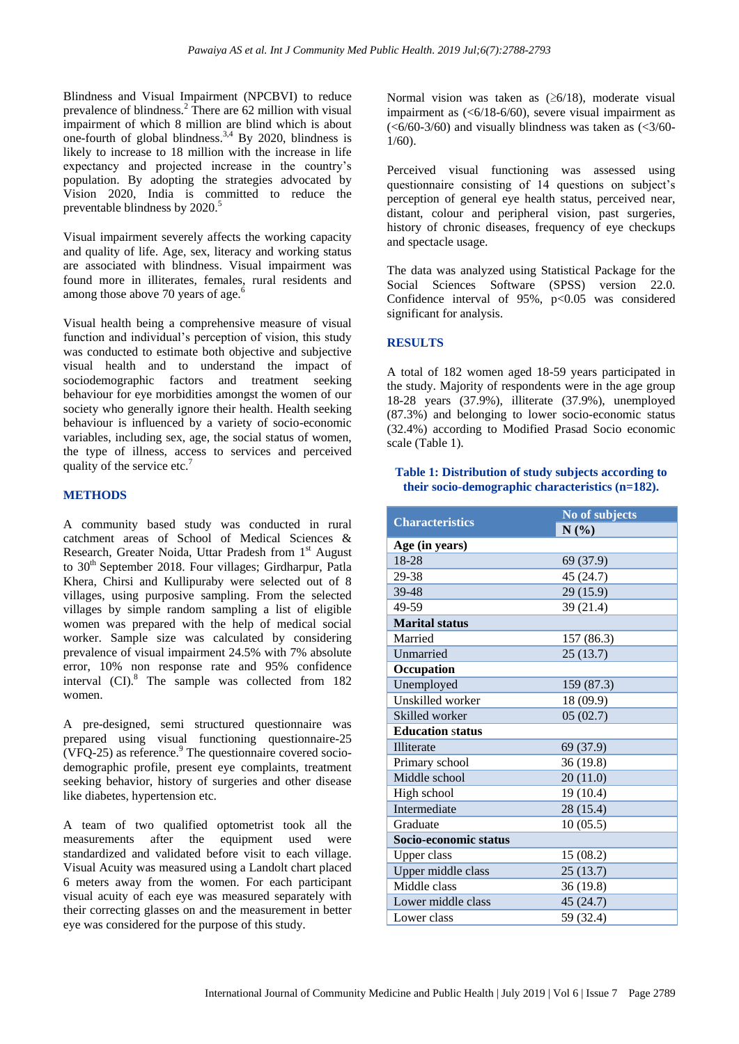Blindness and Visual Impairment (NPCBVI) to reduce prevalence of blindness.[2] There are 62 million with visual impairment of which 8 million are blind which is about one-fourth of global blindness.[3,4] By 2020, blindness is likely to increase to 18 million with the increase in life expectancy and projected increase in the country's population. By adopting the strategies advocated by Vision 2020, India is committed to reduce the preventable blindness by 2020.[5]

Visual impairment severely affects the working capacity and quality of life. Age, sex, literacy and working status are associated with blindness. Visual impairment was found more in illiterates, females, rural residents and among those above 70 years of age.[6]

Visual health being a comprehensive measure of visual function and individual's perception of vision, this study was conducted to estimate both objective and subjective visual health and to understand the impact of sociodemographic factors and treatment seeking behaviour for eye morbidities amongst the women of our society who generally ignore their health. Health seeking behaviour is influenced by a variety of socio-economic variables, including sex, age, the social status of women, the type of illness, access to services and perceived quality of the service etc.[7]

## METHODS

A community based study was conducted in rural catchment areas of School of Medical Sciences & Research, Greater Noida, Uttar Pradesh from 1st August to 30th September 2018. Four villages; Girdharpur, Patla Khera, Chirsi and Kullipuraby were selected out of 8 villages, using purposive sampling. From the selected villages by simple random sampling a list of eligible women was prepared with the help of medical social worker. Sample size was calculated by considering prevalence of visual impairment 24.5% with 7% absolute error, 10% non response rate and 95% confidence interval (CI).[8] The sample was collected from 182 women.

A pre-designed, semi structured questionnaire was prepared using visual functioning questionnaire-25 (VFQ-25) as reference.[9] The questionnaire covered socio-demographic profile, present eye complaints, treatment seeking behavior, history of surgeries and other disease like diabetes, hypertension etc.

A team of two qualified optometrist took all the measurements after the equipment used were standardized and validated before visit to each village. Visual Acuity was measured using a Landolt chart placed 6 meters away from the women. For each participant visual acuity of each eye was measured separately with their correcting glasses on and the measurement in better eye was considered for the purpose of this study.

Normal vision was taken as (≥6/18), moderate visual impairment as (<6/18-6/60), severe visual impairment as (<6/60-3/60) and visually blindness was taken as (<3/60-1/60).

Perceived visual functioning was assessed using questionnaire consisting of 14 questions on subject's perception of general eye health status, perceived near, distant, colour and peripheral vision, past surgeries, history of chronic diseases, frequency of eye checkups and spectacle usage.

The data was analyzed using Statistical Package for the Social Sciences Software (SPSS) version 22.0. Confidence interval of 95%, p<0.05 was considered significant for analysis.

## RESULTS

A total of 182 women aged 18-59 years participated in the study. Majority of respondents were in the age group 18-28 years (37.9%), illiterate (37.9%), unemployed (87.3%) and belonging to lower socio-economic status (32.4%) according to Modified Prasad Socio economic scale (Table 1).

**Table 1: Distribution of study subjects according to their socio-demographic characteristics (n=182).**

| Characteristics | No of subjects N (%) |
|---|---|
| **Age (in years)** | |
| 18-28 | 69 (37.9) |
| 29-38 | 45 (24.7) |
| 39-48 | 29 (15.9) |
| 49-59 | 39 (21.4) |
| **Marital status** | |
| Married | 157 (86.3) |
| Unmarried | 25 (13.7) |
| **Occupation** | |
| Unemployed | 159 (87.3) |
| Unskilled worker | 18 (09.9) |
| Skilled worker | 05 (02.7) |
| **Education status** | |
| Illiterate | 69 (37.9) |
| Primary school | 36 (19.8) |
| Middle school | 20 (11.0) |
| High school | 19 (10.4) |
| Intermediate | 28 (15.4) |
| Graduate | 10 (05.5) |
| **Socio-economic status** | |
| Upper class | 15 (08.2) |
| Upper middle class | 25 (13.7) |
| Middle class | 36 (19.8) |
| Lower middle class | 45 (24.7) |
| Lower class | 59 (32.4) |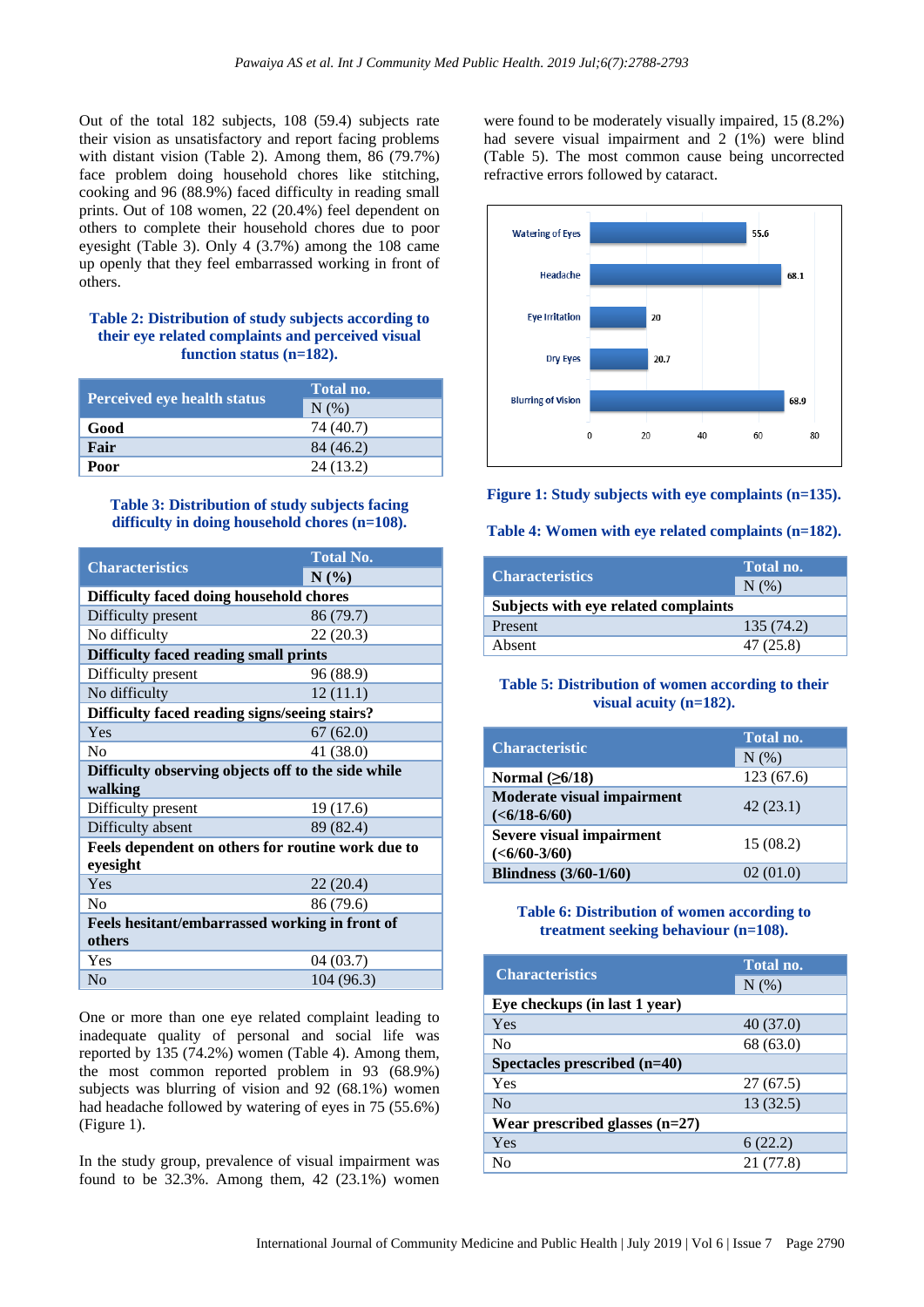Out of the total 182 subjects, 108 (59.4) subjects rate their vision as unsatisfactory and report facing problems with distant vision (Table 2). Among them, 86 (79.7%) face problem doing household chores like stitching, cooking and 96 (88.9%) faced difficulty in reading small prints. Out of 108 women, 22 (20.4%) feel dependent on others to complete their household chores due to poor eyesight (Table 3). Only 4 (3.7%) among the 108 came up openly that they feel embarrassed working in front of others.

**Table 2: Distribution of study subjects according to their eye related complaints and perceived visual function status (n=182).**

| Perceived eye health status | Total no. |
|---|---|
| | N (%) |
| **Good** | 74 (40.7) |
| **Fair** | 84 (46.2) |
| **Poor** | 24 (13.2) |

**Table 3: Distribution of study subjects facing difficulty in doing household chores (n=108).**

| Characteristics | Total No. |
|---|---|
| | **N (%)** |
| **Difficulty faced doing household chores** | |
| Difficulty present | 86 (79.7) |
| No difficulty | 22 (20.3) |
| **Difficulty faced reading small prints** | |
| Difficulty present | 96 (88.9) |
| No difficulty | 12 (11.1) |
| **Difficulty faced reading signs/seeing stairs?** | |
| Yes | 67 (62.0) |
| No | 41 (38.0) |
| **Difficulty observing objects off to the side while walking** | |
| Difficulty present | 19 (17.6) |
| Difficulty absent | 89 (82.4) |
| **Feels dependent on others for routine work due to eyesight** | |
| Yes | 22 (20.4) |
| No | 86 (79.6) |
| **Feels hesitant/embarrassed working in front of others** | |
| Yes | 04 (03.7) |
| No | 104 (96.3) |

One or more than one eye related complaint leading to inadequate quality of personal and social life was reported by 135 (74.2%) women (Table 4). Among them, the most common reported problem in 93 (68.9%) subjects was blurring of vision and 92 (68.1%) women had headache followed by watering of eyes in 75 (55.6%) (Figure 1).

In the study group, prevalence of visual impairment was found to be 32.3%. Among them, 42 (23.1%) women were found to be moderately visually impaired, 15 (8.2%) had severe visual impairment and 2 (1%) were blind (Table 5). The most common cause being uncorrected refractive errors followed by cataract.

**Figure 1: Study subjects with eye complaints (n=135).**

**Table 4: Women with eye related complaints (n=182).**

| Characteristics | Total no. |
|---|---|
| | N (%) |
| **Subjects with eye related complaints** | |
| Present | 135 (74.2) |
| Absent | 47 (25.8) |

**Table 5: Distribution of women according to their visual acuity (n=182).**

| Characteristic | Total no. |
|---|---|
| | N (%) |
| **Normal (≥6/18)** | 123 (67.6) |
| **Moderate visual impairment (<6/18-6/60)** | 42 (23.1) |
| **Severe visual impairment (<6/60-3/60)** | 15 (08.2) |
| **Blindness (3/60-1/60)** | 02 (01.0) |

**Table 6: Distribution of women according to treatment seeking behaviour (n=108).**

| Characteristics | Total no. |
|---|---|
| | N (%) |
| **Eye checkups (in last 1 year)** | |
| Yes | 40 (37.0) |
| No | 68 (63.0) |
| **Spectacles prescribed (n=40)** | |
| Yes | 27 (67.5) |
| No | 13 (32.5) |
| **Wear prescribed glasses (n=27)** | |
| Yes | 6 (22.2) |
| No | 21 (77.8) |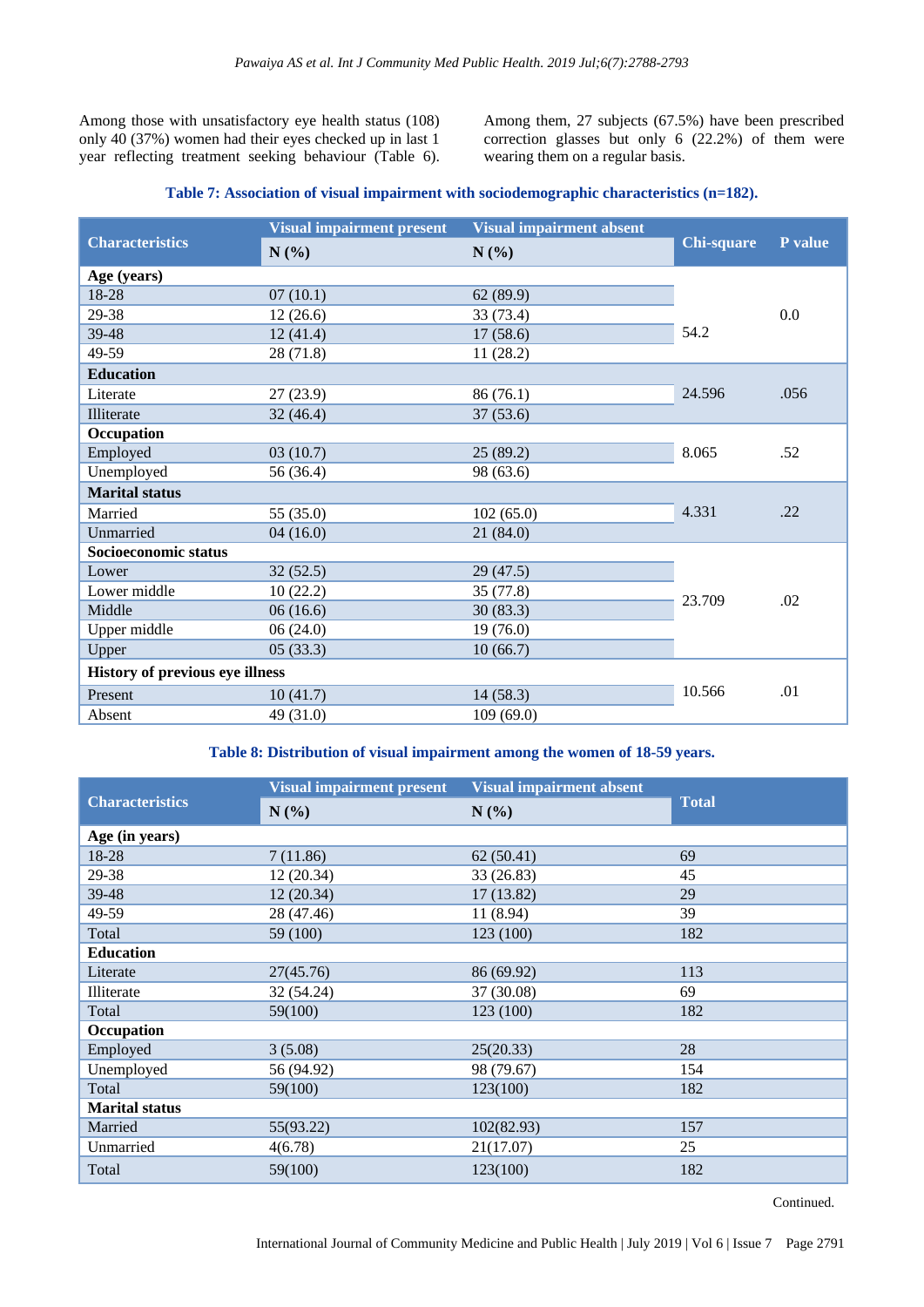Among those with unsatisfactory eye health status (108) only 40 (37%) women had their eyes checked up in last 1 year reflecting treatment seeking behaviour (Table 6). Among them, 27 subjects (67.5%) have been prescribed correction glasses but only 6 (22.2%) of them were wearing them on a regular basis.

**Table 7: Association of visual impairment with sociodemographic characteristics (n=182).**

| Characteristics | Visual impairment present | Visual impairment absent | Chi-square | P value |
|---|---|---|---|---|
| | N (%) | N (%) | | |
| **Age (years)** | | | | |
| 18-28 | 07 (10.1) | 62 (89.9) | 54.2 | 0.0 |
| 29-38 | 12 (26.6) | 33 (73.4) | | |
| 39-48 | 12 (41.4) | 17 (58.6) | | |
| 49-59 | 28 (71.8) | 11 (28.2) | | |
| **Education** | | | | |
| Literate | 27 (23.9) | 86 (76.1) | 24.596 | .056 |
| Illiterate | 32 (46.4) | 37 (53.6) | | |
| **Occupation** | | | | |
| Employed | 03 (10.7) | 25 (89.2) | 8.065 | .52 |
| Unemployed | 56 (36.4) | 98 (63.6) | | |
| **Marital status** | | | | |
| Married | 55 (35.0) | 102 (65.0) | 4.331 | .22 |
| Unmarried | 04 (16.0) | 21 (84.0) | | |
| **Socioeconomic status** | | | | |
| Lower | 32 (52.5) | 29 (47.5) | 23.709 | .02 |
| Lower middle | 10 (22.2) | 35 (77.8) | | |
| Middle | 06 (16.6) | 30 (83.3) | | |
| Upper middle | 06 (24.0) | 19 (76.0) | | |
| Upper | 05 (33.3) | 10 (66.7) | | |
| **History of previous eye illness** | | | | |
| Present | 10 (41.7) | 14 (58.3) | 10.566 | .01 |
| Absent | 49 (31.0) | 109 (69.0) | | |

**Table 8: Distribution of visual impairment among the women of 18-59 years.**

| Characteristics | Visual impairment present | Visual impairment absent | Total |
|---|---|---|---|
| | N (%) | N (%) | |
| **Age (in years)** | | | |
| 18-28 | 7 (11.86) | 62 (50.41) | 69 |
| 29-38 | 12 (20.34) | 33 (26.83) | 45 |
| 39-48 | 12 (20.34) | 17 (13.82) | 29 |
| 49-59 | 28 (47.46) | 11 (8.94) | 39 |
| Total | 59 (100) | 123 (100) | 182 |
| **Education** | | | |
| Literate | 27(45.76) | 86 (69.92) | 113 |
| Illiterate | 32 (54.24) | 37 (30.08) | 69 |
| Total | 59(100) | 123 (100) | 182 |
| **Occupation** | | | |
| Employed | 3 (5.08) | 25(20.33) | 28 |
| Unemployed | 56 (94.92) | 98 (79.67) | 154 |
| Total | 59(100) | 123(100) | 182 |
| **Marital status** | | | |
| Married | 55(93.22) | 102(82.93) | 157 |
| Unmarried | 4(6.78) | 21(17.07) | 25 |
| Total | 59(100) | 123(100) | 182 |

Continued.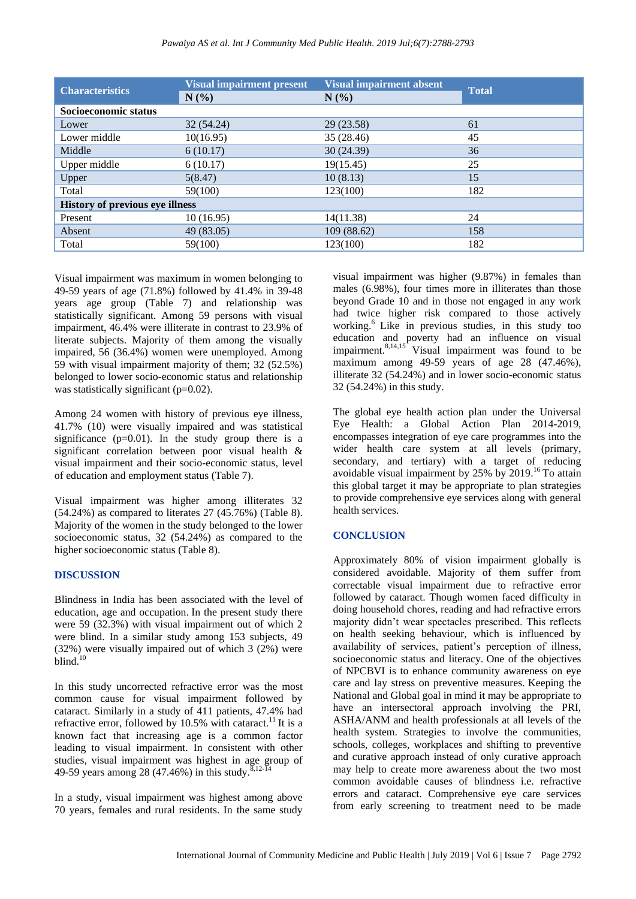| Characteristics | Visual impairment present | Visual impairment absent | Total |
|---|---|---|---|
| | N (%) | N (%) | |
| **Socioeconomic status** | | | |
| Lower | 32 (54.24) | 29 (23.58) | 61 |
| Lower middle | 10(16.95) | 35 (28.46) | 45 |
| Middle | 6 (10.17) | 30 (24.39) | 36 |
| Upper middle | 6 (10.17) | 19(15.45) | 25 |
| Upper | 5(8.47) | 10 (8.13) | 15 |
| Total | 59(100) | 123(100) | 182 |
| **History of previous eye illness** | | | |
| Present | 10 (16.95) | 14(11.38) | 24 |
| Absent | 49 (83.05) | 109 (88.62) | 158 |
| Total | 59(100) | 123(100) | 182 |

Visual impairment was maximum in women belonging to 49-59 years of age (71.8%) followed by 41.4% in 39-48 years age group (Table 7) and relationship was statistically significant. Among 59 persons with visual impairment, 46.4% were illiterate in contrast to 23.9% of literate subjects. Majority of them among the visually impaired, 56 (36.4%) women were unemployed. Among 59 with visual impairment majority of them; 32 (52.5%) belonged to lower socio-economic status and relationship was statistically significant (p=0.02).

Among 24 women with history of previous eye illness, 41.7% (10) were visually impaired and was statistical significance (p=0.01). In the study group there is a significant correlation between poor visual health & visual impairment and their socio-economic status, level of education and employment status (Table 7).

Visual impairment was higher among illiterates 32 (54.24%) as compared to literates 27 (45.76%) (Table 8). Majority of the women in the study belonged to the lower socioeconomic status, 32 (54.24%) as compared to the higher socioeconomic status (Table 8).

## DISCUSSION

Blindness in India has been associated with the level of education, age and occupation. In the present study there were 59 (32.3%) with visual impairment out of which 2 were blind. In a similar study among 153 subjects, 49 (32%) were visually impaired out of which 3 (2%) were blind.[10]

In this study uncorrected refractive error was the most common cause for visual impairment followed by cataract. Similarly in a study of 411 patients, 47.4% had refractive error, followed by 10.5% with cataract.[11] It is a known fact that increasing age is a common factor leading to visual impairment. In consistent with other studies, visual impairment was highest in age group of 49-59 years among 28 (47.46%) in this study.[8,12-14]

In a study, visual impairment was highest among above 70 years, females and rural residents. In the same study visual impairment was higher (9.87%) in females than males (6.98%), four times more in illiterates than those beyond Grade 10 and in those not engaged in any work had twice higher risk compared to those actively working.[6] Like in previous studies, in this study too education and poverty had an influence on visual impairment.[8,14,15] Visual impairment was found to be maximum among 49-59 years of age 28 (47.46%), illiterate 32 (54.24%) and in lower socio-economic status 32 (54.24%) in this study.

The global eye health action plan under the Universal Eye Health: a Global Action Plan 2014-2019, encompasses integration of eye care programmes into the wider health care system at all levels (primary, secondary, and tertiary) with a target of reducing avoidable visual impairment by 25% by 2019.[16] To attain this global target it may be appropriate to plan strategies to provide comprehensive eye services along with general health services.

## CONCLUSION

Approximately 80% of vision impairment globally is considered avoidable. Majority of them suffer from correctable visual impairment due to refractive error followed by cataract. Though women faced difficulty in doing household chores, reading and had refractive errors majority didn't wear spectacles prescribed. This reflects on health seeking behaviour, which is influenced by availability of services, patient's perception of illness, socioeconomic status and literacy. One of the objectives of NPCBVI is to enhance community awareness on eye care and lay stress on preventive measures. Keeping the National and Global goal in mind it may be appropriate to have an intersectoral approach involving the PRI, ASHA/ANM and health professionals at all levels of the health system. Strategies to involve the communities, schools, colleges, workplaces and shifting to preventive and curative approach instead of only curative approach may help to create more awareness about the two most common avoidable causes of blindness i.e. refractive errors and cataract. Comprehensive eye care services from early screening to treatment need to be made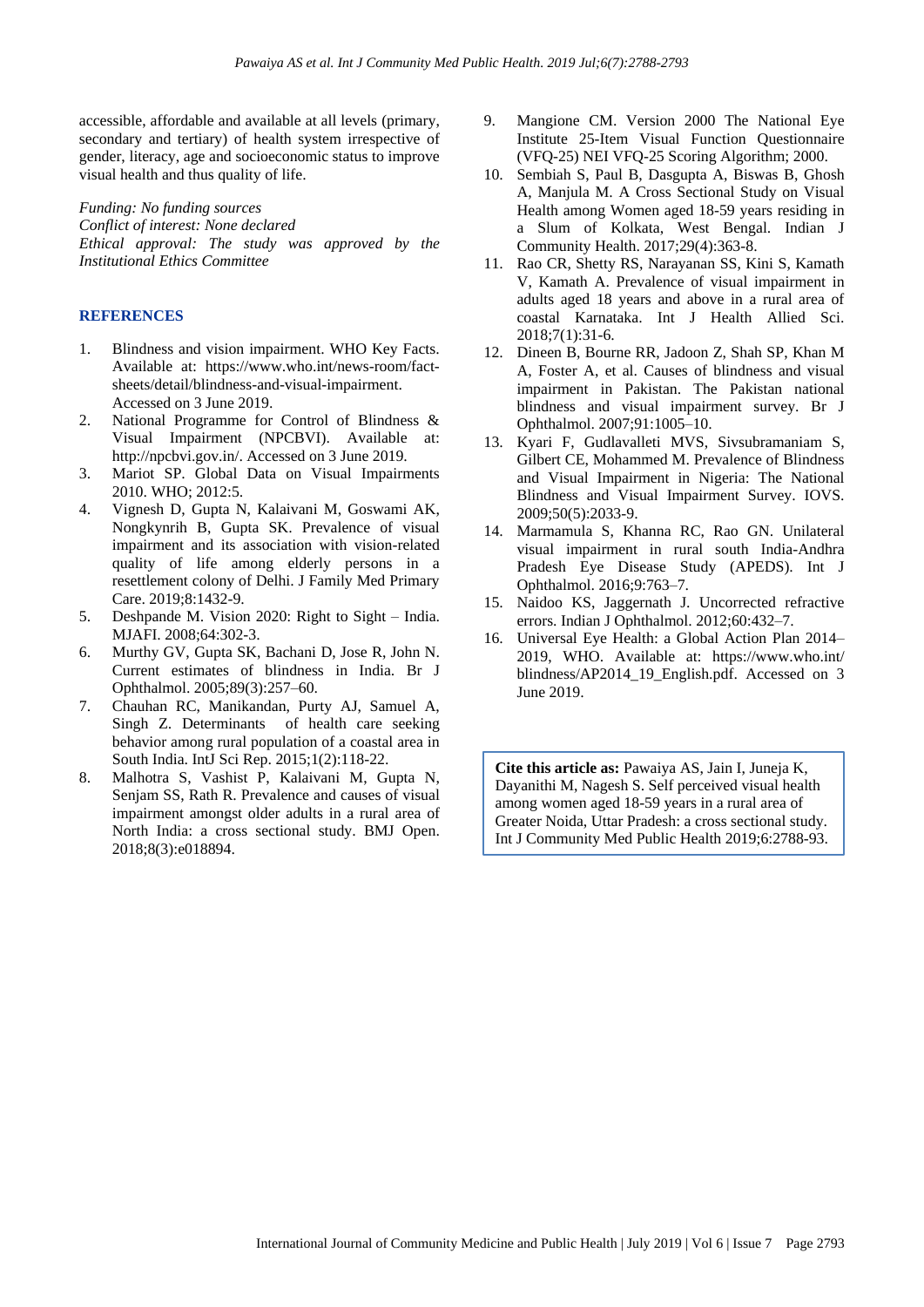accessible, affordable and available at all levels (primary, secondary and tertiary) of health system irrespective of gender, literacy, age and socioeconomic status to improve visual health and thus quality of life.

*Funding: No funding sources*
*Conflict of interest: None declared*
*Ethical approval: The study was approved by the Institutional Ethics Committee*

## REFERENCES

1. Blindness and vision impairment. WHO Key Facts. Available at: https://www.who.int/news-room/fact-sheets/detail/blindness-and-visual-impairment. Accessed on 3 June 2019.
2. National Programme for Control of Blindness & Visual Impairment (NPCBVI). Available at: http://npcbvi.gov.in/. Accessed on 3 June 2019.
3. Mariot SP. Global Data on Visual Impairments 2010. WHO; 2012:5.
4. Vignesh D, Gupta N, Kalaivani M, Goswami AK, Nongkynrih B, Gupta SK. Prevalence of visual impairment and its association with vision-related quality of life among elderly persons in a resettlement colony of Delhi. J Family Med Primary Care. 2019;8:1432-9.
5. Deshpande M. Vision 2020: Right to Sight – India. MJAFI. 2008;64:302-3.
6. Murthy GV, Gupta SK, Bachani D, Jose R, John N. Current estimates of blindness in India. Br J Ophthalmol. 2005;89(3):257–60.
7. Chauhan RC, Manikandan, Purty AJ, Samuel A, Singh Z. Determinants of health care seeking behavior among rural population of a coastal area in South India. IntJ Sci Rep. 2015;1(2):118-22.
8. Malhotra S, Vashist P, Kalaivani M, Gupta N, Senjam SS, Rath R. Prevalence and causes of visual impairment amongst older adults in a rural area of North India: a cross sectional study. BMJ Open. 2018;8(3):e018894.
9. Mangione CM. Version 2000 The National Eye Institute 25-Item Visual Function Questionnaire (VFQ-25) NEI VFQ-25 Scoring Algorithm; 2000.
10. Sembiah S, Paul B, Dasgupta A, Biswas B, Ghosh A, Manjula M. A Cross Sectional Study on Visual Health among Women aged 18-59 years residing in a Slum of Kolkata, West Bengal. Indian J Community Health. 2017;29(4):363-8.
11. Rao CR, Shetty RS, Narayanan SS, Kini S, Kamath V, Kamath A. Prevalence of visual impairment in adults aged 18 years and above in a rural area of coastal Karnataka. Int J Health Allied Sci. 2018;7(1):31-6.
12. Dineen B, Bourne RR, Jadoon Z, Shah SP, Khan M A, Foster A, et al. Causes of blindness and visual impairment in Pakistan. The Pakistan national blindness and visual impairment survey. Br J Ophthalmol. 2007;91:1005–10.
13. Kyari F, Gudlavalleti MVS, Sivsubramaniam S, Gilbert CE, Mohammed M. Prevalence of Blindness and Visual Impairment in Nigeria: The National Blindness and Visual Impairment Survey. IOVS. 2009;50(5):2033-9.
14. Marmamula S, Khanna RC, Rao GN. Unilateral visual impairment in rural south India-Andhra Pradesh Eye Disease Study (APEDS). Int J Ophthalmol. 2016;9:763–7.
15. Naidoo KS, Jaggernath J. Uncorrected refractive errors. Indian J Ophthalmol. 2012;60:432–7.
16. Universal Eye Health: a Global Action Plan 2014–2019, WHO. Available at: https://www.who.int/blindness/AP2014_19_English.pdf. Accessed on 3 June 2019.

**Cite this article as:** Pawaiya AS, Jain I, Juneja K, Dayanithi M, Nagesh S. Self perceived visual health among women aged 18-59 years in a rural area of Greater Noida, Uttar Pradesh: a cross sectional study. Int J Community Med Public Health 2019;6:2788-93.